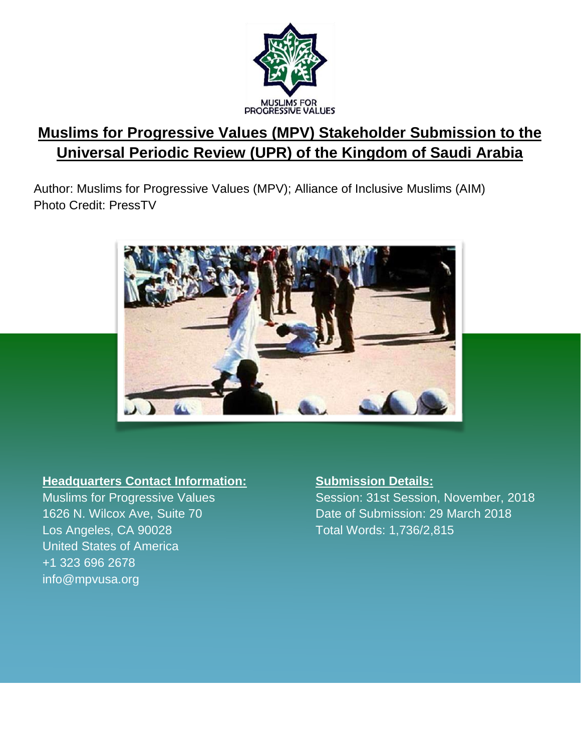MUSLIMS FOR PROGRESSIVE VALUES

# Muslims for Progressive Values (MPV) Stakeholder Submission to the Universal Periodic Review (UPR) of the Kingdom of Saudi Arabia

Author: Muslims for Progressive Values (MPV); Alliance of Inclusive Muslims (AIM)
Photo Credit: PressTV

**Headquarters Contact Information:**

Muslims for Progressive Values
1626 N. Wilcox Ave, Suite 70
Los Angeles, CA 90028
United States of America
+1 323 696 2678
info@mpvusa.org

**Submission Details:**

Session: 31st Session, November, 2018
Date of Submission: 29 March 2018
Total Words: 1,736/2,815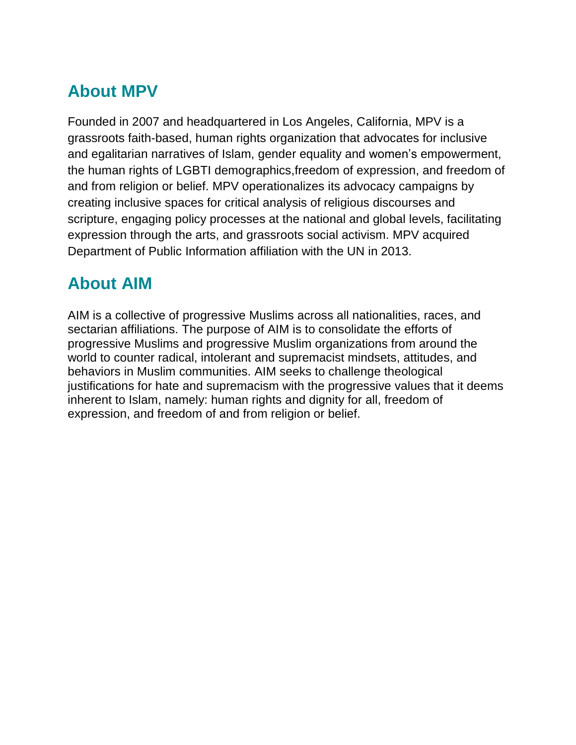## About MPV

Founded in 2007 and headquartered in Los Angeles, California, MPV is a grassroots faith-based, human rights organization that advocates for inclusive and egalitarian narratives of Islam, gender equality and women's empowerment, the human rights of LGBTI demographics,freedom of expression, and freedom of and from religion or belief. MPV operationalizes its advocacy campaigns by creating inclusive spaces for critical analysis of religious discourses and scripture, engaging policy processes at the national and global levels, facilitating expression through the arts, and grassroots social activism. MPV acquired Department of Public Information affiliation with the UN in 2013.

## About AIM

AIM is a collective of progressive Muslims across all nationalities, races, and sectarian affiliations. The purpose of AIM is to consolidate the efforts of progressive Muslims and progressive Muslim organizations from around the world to counter radical, intolerant and supremacist mindsets, attitudes, and behaviors in Muslim communities. AIM seeks to challenge theological justifications for hate and supremacism with the progressive values that it deems inherent to Islam, namely: human rights and dignity for all, freedom of expression, and freedom of and from religion or belief.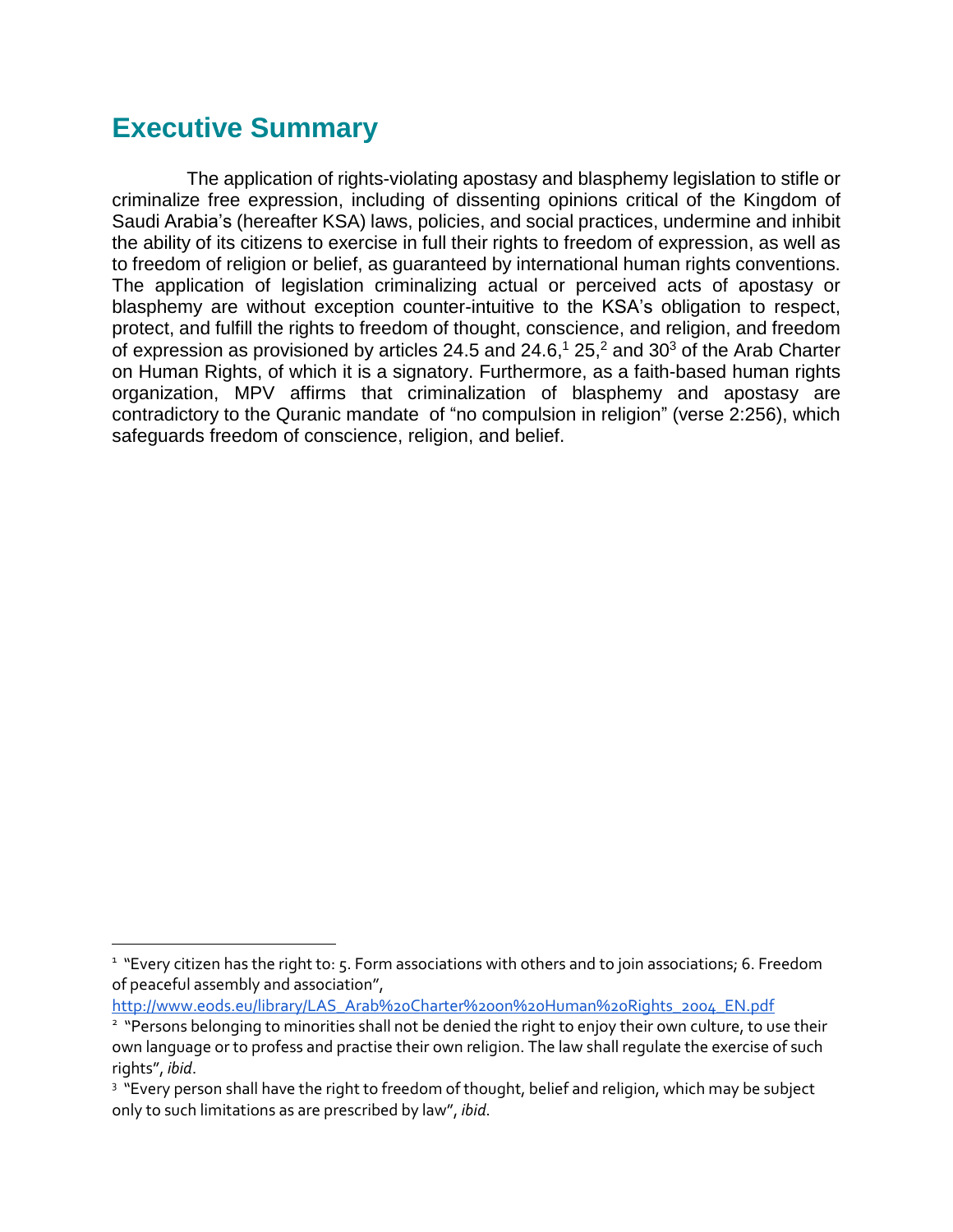## Executive Summary

The application of rights-violating apostasy and blasphemy legislation to stifle or criminalize free expression, including of dissenting opinions critical of the Kingdom of Saudi Arabia's (hereafter KSA) laws, policies, and social practices, undermine and inhibit the ability of its citizens to exercise in full their rights to freedom of expression, as well as to freedom of religion or belief, as guaranteed by international human rights conventions. The application of legislation criminalizing actual or perceived acts of apostasy or blasphemy are without exception counter-intuitive to the KSA's obligation to respect, protect, and fulfill the rights to freedom of thought, conscience, and religion, and freedom of expression as provisioned by articles 24.5 and 24.6,[1] 25,[2] and 30[3] of the Arab Charter on Human Rights, of which it is a signatory. Furthermore, as a faith-based human rights organization, MPV affirms that criminalization of blasphemy and apostasy are contradictory to the Quranic mandate of "no compulsion in religion" (verse 2:256), which safeguards freedom of conscience, religion, and belief.

---

[1] "Every citizen has the right to: 5. Form associations with others and to join associations; 6. Freedom of peaceful assembly and association", http://www.eods.eu/library/LAS_Arab%20Charter%20on%20Human%20Rights_2004_EN.pdf

[2] "Persons belonging to minorities shall not be denied the right to enjoy their own culture, to use their own language or to profess and practise their own religion. The law shall regulate the exercise of such rights", *ibid*.

[3] "Every person shall have the right to freedom of thought, belief and religion, which may be subject only to such limitations as are prescribed by law", *ibid*.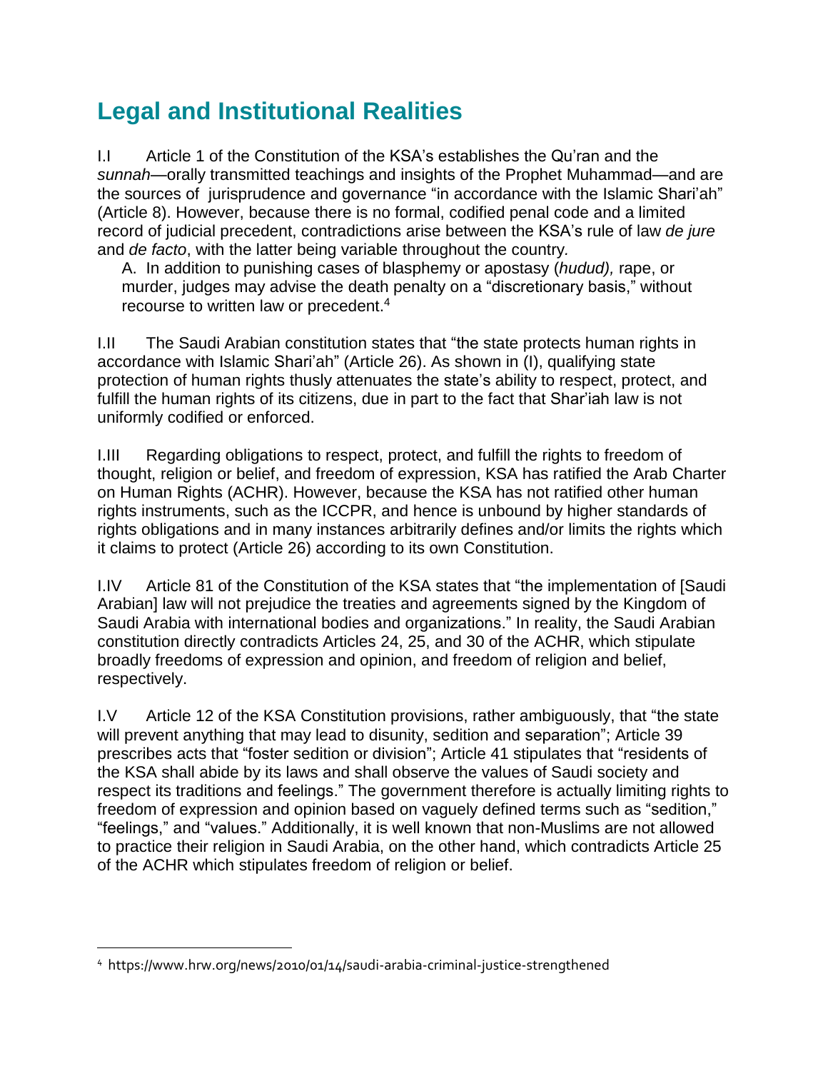## Legal and Institutional Realities

I.I Article 1 of the Constitution of the KSA's establishes the Qu'ran and the *sunnah*—orally transmitted teachings and insights of the Prophet Muhammad—and are the sources of jurisprudence and governance "in accordance with the Islamic Shari'ah" (Article 8). However, because there is no formal, codified penal code and a limited record of judicial precedent, contradictions arise between the KSA's rule of law *de jure* and *de facto*, with the latter being variable throughout the country.

A. In addition to punishing cases of blasphemy or apostasy (*hudud),* rape, or murder, judges may advise the death penalty on a "discretionary basis," without recourse to written law or precedent.[4]

I.II The Saudi Arabian constitution states that "the state protects human rights in accordance with Islamic Shari'ah" (Article 26). As shown in (I), qualifying state protection of human rights thusly attenuates the state's ability to respect, protect, and fulfill the human rights of its citizens, due in part to the fact that Shar'iah law is not uniformly codified or enforced.

I.III Regarding obligations to respect, protect, and fulfill the rights to freedom of thought, religion or belief, and freedom of expression, KSA has ratified the Arab Charter on Human Rights (ACHR). However, because the KSA has not ratified other human rights instruments, such as the ICCPR, and hence is unbound by higher standards of rights obligations and in many instances arbitrarily defines and/or limits the rights which it claims to protect (Article 26) according to its own Constitution.

I.IV Article 81 of the Constitution of the KSA states that "the implementation of [Saudi Arabian] law will not prejudice the treaties and agreements signed by the Kingdom of Saudi Arabia with international bodies and organizations." In reality, the Saudi Arabian constitution directly contradicts Articles 24, 25, and 30 of the ACHR, which stipulate broadly freedoms of expression and opinion, and freedom of religion and belief, respectively.

I.V Article 12 of the KSA Constitution provisions, rather ambiguously, that "the state will prevent anything that may lead to disunity, sedition and separation"; Article 39 prescribes acts that "foster sedition or division"; Article 41 stipulates that "residents of the KSA shall abide by its laws and shall observe the values of Saudi society and respect its traditions and feelings." The government therefore is actually limiting rights to freedom of expression and opinion based on vaguely defined terms such as "sedition," "feelings," and "values." Additionally, it is well known that non-Muslims are not allowed to practice their religion in Saudi Arabia, on the other hand, which contradicts Article 25 of the ACHR which stipulates freedom of religion or belief.

---

[4] https://www.hrw.org/news/2010/01/14/saudi-arabia-criminal-justice-strengthened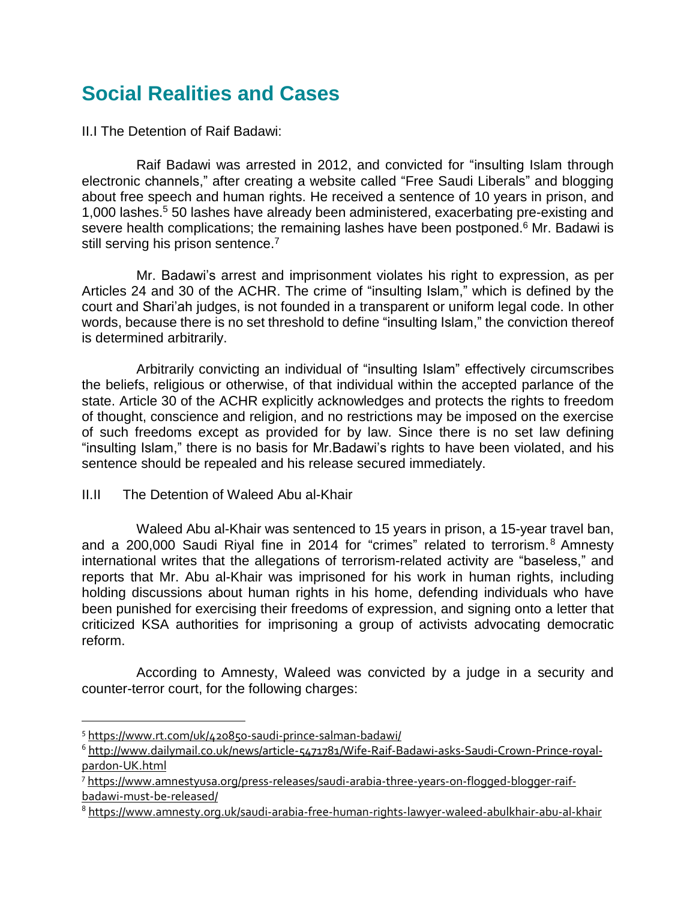# Social Realities and Cases

II.I The Detention of Raif Badawi:

Raif Badawi was arrested in 2012, and convicted for "insulting Islam through electronic channels," after creating a website called "Free Saudi Liberals" and blogging about free speech and human rights. He received a sentence of 10 years in prison, and 1,000 lashes.[5] 50 lashes have already been administered, exacerbating pre-existing and severe health complications; the remaining lashes have been postponed.[6] Mr. Badawi is still serving his prison sentence.[7]

Mr. Badawi's arrest and imprisonment violates his right to expression, as per Articles 24 and 30 of the ACHR. The crime of "insulting Islam," which is defined by the court and Shari'ah judges, is not founded in a transparent or uniform legal code. In other words, because there is no set threshold to define "insulting Islam," the conviction thereof is determined arbitrarily.

Arbitrarily convicting an individual of "insulting Islam" effectively circumscribes the beliefs, religious or otherwise, of that individual within the accepted parlance of the state. Article 30 of the ACHR explicitly acknowledges and protects the rights to freedom of thought, conscience and religion, and no restrictions may be imposed on the exercise of such freedoms except as provided for by law. Since there is no set law defining "insulting Islam," there is no basis for Mr.Badawi's rights to have been violated, and his sentence should be repealed and his release secured immediately.

II.II The Detention of Waleed Abu al-Khair

Waleed Abu al-Khair was sentenced to 15 years in prison, a 15-year travel ban, and a 200,000 Saudi Riyal fine in 2014 for "crimes" related to terrorism.[8] Amnesty international writes that the allegations of terrorism-related activity are "baseless," and reports that Mr. Abu al-Khair was imprisoned for his work in human rights, including holding discussions about human rights in his home, defending individuals who have been punished for exercising their freedoms of expression, and signing onto a letter that criticized KSA authorities for imprisoning a group of activists advocating democratic reform.

According to Amnesty, Waleed was convicted by a judge in a security and counter-terror court, for the following charges:

---

[5] https://www.rt.com/uk/420850-saudi-prince-salman-badawi/

[6] http://www.dailymail.co.uk/news/article-5471781/Wife-Raif-Badawi-asks-Saudi-Crown-Prince-royal-pardon-UK.html

[7] https://www.amnestyusa.org/press-releases/saudi-arabia-three-years-on-flogged-blogger-raif-badawi-must-be-released/

[8] https://www.amnesty.org.uk/saudi-arabia-free-human-rights-lawyer-waleed-abulkhair-abu-al-khair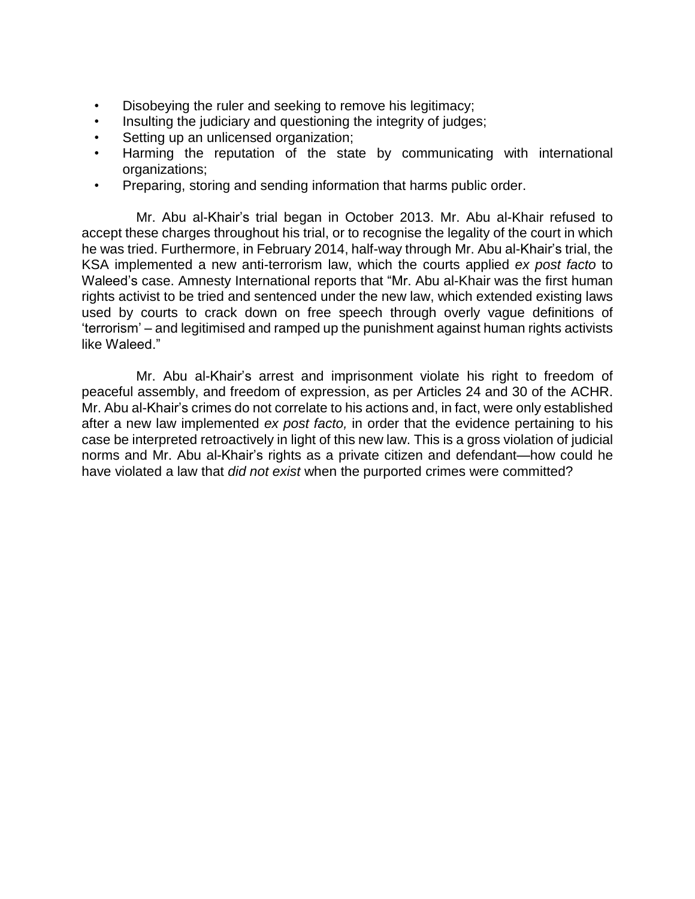- Disobeying the ruler and seeking to remove his legitimacy;
- Insulting the judiciary and questioning the integrity of judges;
- Setting up an unlicensed organization;
- Harming the reputation of the state by communicating with international organizations;
- Preparing, storing and sending information that harms public order.

Mr. Abu al-Khair's trial began in October 2013. Mr. Abu al-Khair refused to accept these charges throughout his trial, or to recognise the legality of the court in which he was tried. Furthermore, in February 2014, half-way through Mr. Abu al-Khair's trial, the KSA implemented a new anti-terrorism law, which the courts applied *ex post facto* to Waleed's case. Amnesty International reports that "Mr. Abu al-Khair was the first human rights activist to be tried and sentenced under the new law, which extended existing laws used by courts to crack down on free speech through overly vague definitions of 'terrorism' – and legitimised and ramped up the punishment against human rights activists like Waleed."

Mr. Abu al-Khair's arrest and imprisonment violate his right to freedom of peaceful assembly, and freedom of expression, as per Articles 24 and 30 of the ACHR. Mr. Abu al-Khair's crimes do not correlate to his actions and, in fact, were only established after a new law implemented *ex post facto,* in order that the evidence pertaining to his case be interpreted retroactively in light of this new law. This is a gross violation of judicial norms and Mr. Abu al-Khair's rights as a private citizen and defendant—how could he have violated a law that *did not exist* when the purported crimes were committed?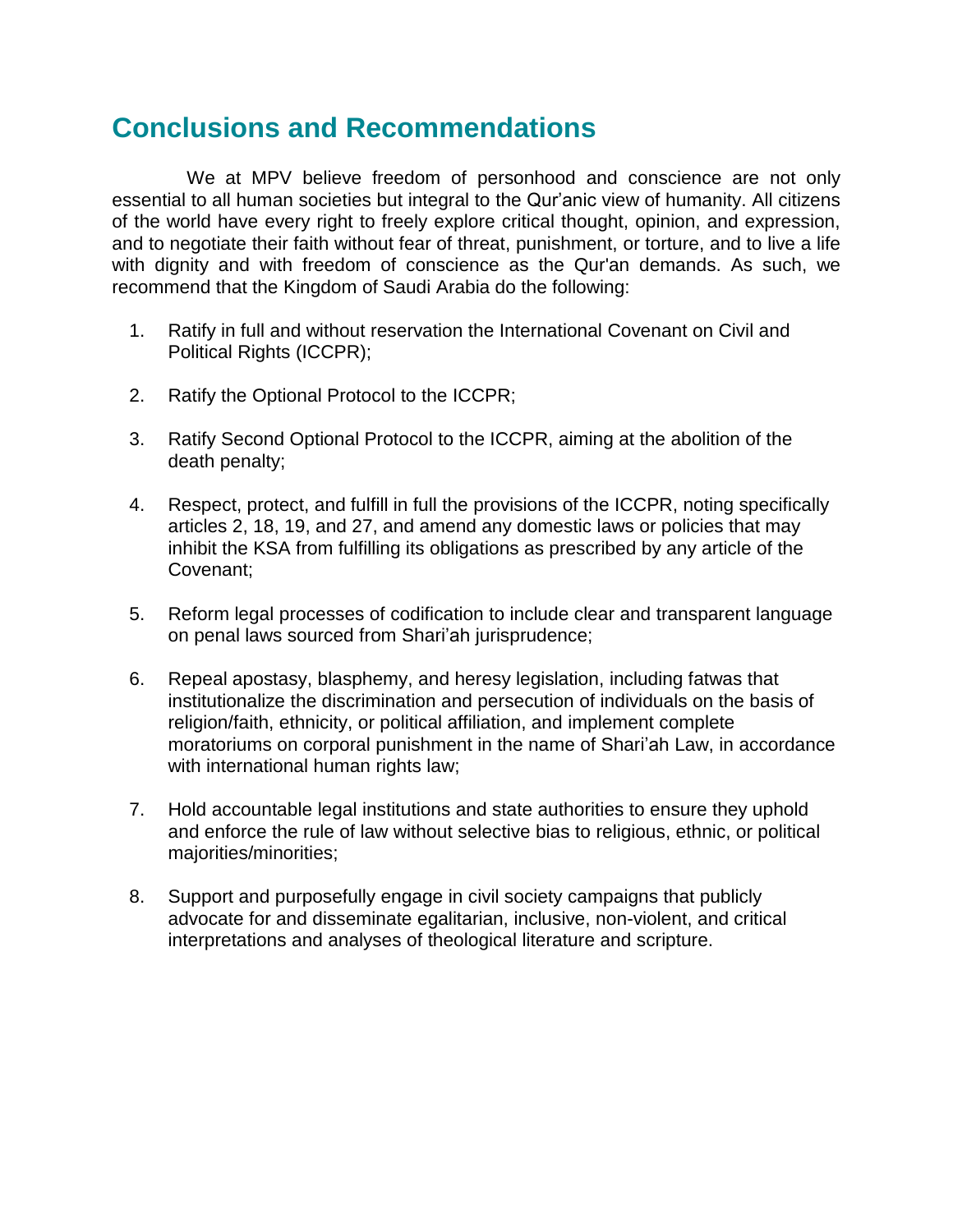## Conclusions and Recommendations

We at MPV believe freedom of personhood and conscience are not only essential to all human societies but integral to the Qur'anic view of humanity. All citizens of the world have every right to freely explore critical thought, opinion, and expression, and to negotiate their faith without fear of threat, punishment, or torture, and to live a life with dignity and with freedom of conscience as the Qur'an demands. As such, we recommend that the Kingdom of Saudi Arabia do the following:

1. Ratify in full and without reservation the International Covenant on Civil and Political Rights (ICCPR);

2. Ratify the Optional Protocol to the ICCPR;

3. Ratify Second Optional Protocol to the ICCPR, aiming at the abolition of the death penalty;

4. Respect, protect, and fulfill in full the provisions of the ICCPR, noting specifically articles 2, 18, 19, and 27, and amend any domestic laws or policies that may inhibit the KSA from fulfilling its obligations as prescribed by any article of the Covenant;

5. Reform legal processes of codification to include clear and transparent language on penal laws sourced from Shari'ah jurisprudence;

6. Repeal apostasy, blasphemy, and heresy legislation, including fatwas that institutionalize the discrimination and persecution of individuals on the basis of religion/faith, ethnicity, or political affiliation, and implement complete moratoriums on corporal punishment in the name of Shari'ah Law, in accordance with international human rights law;

7. Hold accountable legal institutions and state authorities to ensure they uphold and enforce the rule of law without selective bias to religious, ethnic, or political majorities/minorities;

8. Support and purposefully engage in civil society campaigns that publicly advocate for and disseminate egalitarian, inclusive, non-violent, and critical interpretations and analyses of theological literature and scripture.